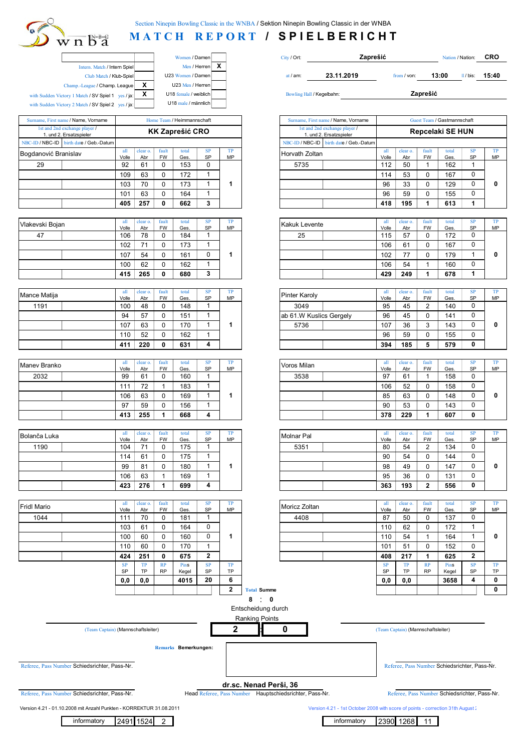Section Ninepin Bowling Classic in the WNBA / Sektion Ninepin Bowling Classic in der WNBA

# MATCH REPORT / SPIELBERICHT

| | | | |
|---|---|---|---|
| | | Women / Damen | |
| Intern. Match / Intern Spiel | | Men / Herren | X |
| Club Match / Klub-Spiel | | U23 Women / Damen | |
| Champ.-League / Champ. League | X | U23 Men / Herren | |
| with Sudden Victory 1 Match / SV Spiel 1 yes / ja: | X | U18 female / weiblich | |
| with Sudden Victory 2 Match / SV Spiel 2 yes / ja: | | U18 male / männlich | |

City / Ort: **Zaprešić** Nation / Nation: **CRO**

at / am: **23.11.2019** from / von: **13:00** til / bis: **15:40**

Bowling Hall / Kegelbahn: **Zaprešić**

## Home Team / Heimmannschaft: KK Zaprešić CRO

| Surname, First name / Name, Vorname | NBC-ID | all Volle | clear o. Abr | fault FW | total Ges. | SP SP | TP MP |
|---|---|---|---|---|---|---|---|
| Bogdanović Branislav | 29 | 92 | 61 | 0 | 153 | 0 | |
| | | 109 | 63 | 0 | 172 | 1 | |
| | | 103 | 70 | 0 | 173 | 1 | 1 |
| | | 101 | 63 | 0 | 164 | 1 | |
| | | **405** | **257** | **0** | **662** | **3** | |
| Vlakevski Bojan | 47 | 106 | 78 | 0 | 184 | 1 | |
| | | 102 | 71 | 0 | 173 | 1 | |
| | | 107 | 54 | 0 | 161 | 0 | 1 |
| | | 100 | 62 | 0 | 162 | 1 | |
| | | **415** | **265** | **0** | **680** | **3** | |
| Mance Matija | 1191 | 100 | 48 | 0 | 148 | 1 | |
| | | 94 | 57 | 0 | 151 | 1 | |
| | | 107 | 63 | 0 | 170 | 1 | 1 |
| | | 110 | 52 | 0 | 162 | 1 | |
| | | **411** | **220** | **0** | **631** | **4** | |
| Manev Branko | 2032 | 99 | 61 | 0 | 160 | 1 | |
| | | 111 | 72 | 1 | 183 | 1 | |
| | | 106 | 63 | 0 | 169 | 1 | 1 |
| | | 97 | 59 | 0 | 156 | 1 | |
| | | **413** | **255** | **1** | **668** | **4** | |
| Bolanča Luka | 1190 | 104 | 71 | 0 | 175 | 1 | |
| | | 114 | 61 | 0 | 175 | 1 | |
| | | 99 | 81 | 0 | 180 | 1 | 1 |
| | | 106 | 63 | 1 | 169 | 1 | |
| | | **423** | **276** | **1** | **699** | **4** | |
| Fridl Mario | 1044 | 111 | 70 | 0 | 181 | 1 | |
| | | 103 | 61 | 0 | 164 | 0 | |
| | | 100 | 60 | 0 | 160 | 0 | 1 |
| | | 110 | 60 | 0 | 170 | 1 | |
| | | **424** | **251** | **0** | **675** | **2** | |

| SP SP | TP TP | RP RP | Pins Kegel | SP SP | TP TP |
|---|---|---|---|---|---|
| **0,0** | **0,0** | | **4015** | **20** | **6** |
| | | | | | **2** |

## Guest Team / Gastmannschaft: Repcelaki SE HUN

| Surname, First name / Name, Vorname | NBC-ID | all Volle | clear o. Abr | fault FW | total Ges. | SP SP | TP MP |
|---|---|---|---|---|---|---|---|
| Horvath Zoltan | 5735 | 112 | 50 | 1 | 162 | 1 | |
| | | 114 | 53 | 0 | 167 | 0 | |
| | | 96 | 33 | 0 | 129 | 0 | 0 |
| | | 96 | 59 | 0 | 155 | 0 | |
| | | **418** | **195** | **1** | **613** | **1** | |
| Kakuk Levente | 25 | 115 | 57 | 0 | 172 | 0 | |
| | | 106 | 61 | 0 | 167 | 0 | |
| | | 102 | 77 | 0 | 179 | 1 | 0 |
| | | 106 | 54 | 1 | 160 | 0 | |
| | | **429** | **249** | **1** | **678** | **1** | |
| Pinter Karoly | 3049 | 95 | 45 | 2 | 140 | 0 | |
| ab 61.W Kuslics Gergely | | 96 | 45 | 0 | 141 | 0 | |
| | 5736 | 107 | 36 | 3 | 143 | 0 | 0 |
| | | 96 | 59 | 0 | 155 | 0 | |
| | | **394** | **185** | **5** | **579** | **0** | |
| Voros Milan | 3538 | 97 | 61 | 1 | 158 | 0 | |
| | | 106 | 52 | 0 | 158 | 0 | |
| | | 85 | 63 | 0 | 148 | 0 | 0 |
| | | 90 | 53 | 0 | 143 | 0 | |
| | | **378** | **229** | **1** | **607** | **0** | |
| Molnar Pal | 5351 | 80 | 54 | 2 | 134 | 0 | |
| | | 90 | 54 | 0 | 144 | 0 | |
| | | 98 | 49 | 0 | 147 | 0 | 0 |
| | | 95 | 36 | 0 | 131 | 0 | |
| | | **363** | **193** | **2** | **556** | **0** | |
| Moricz Zoltan | 4408 | 87 | 50 | 0 | 137 | 0 | |
| | | 110 | 62 | 0 | 172 | 1 | |
| | | 110 | 54 | 1 | 164 | 1 | 0 |
| | | 101 | 51 | 0 | 152 | 0 | |
| | | **408** | **217** | **1** | **625** | **2** | |

| SP SP | TP TP | RP RP | Pins Kegel | SP SP | TP TP |
|---|---|---|---|---|---|
| **0,0** | **0,0** | | **3658** | **4** | **0** |
| | | | | | **0** |

Total Summe

**8 : 0**

Entscheidung durch

Ranking Points

**2 : 0**

(Team Captain) (Mannschaftsleiter) — (Team Captain) (Mannschaftsleiter)

Remarks **Bemerkungen:**

Referee, Pass Number Schiedsrichter, Pass-Nr. — Referee, Pass Number Schiedsrichter, Pass-Nr.

**dr.sc. Nenad Perši, 36**

Head Referee, Pass Number Hauptschiedsrichter, Pass-Nr.

Referee, Pass Number Schiedsrichter, Pass-Nr. — Referee, Pass Number Schiedsrichter, Pass-Nr.

Version 4.21 - 01.10.2008 mit Anzahl Punkten - KORREKTUR 31.08.2011

Version 4.21 - 1st October 2008 with score of points - correction 31th August 2

| informatory | 2491 | 1524 | 2 |
|---|---|---|---|

| informatory | 2390 | 1268 | 11 |
|---|---|---|---|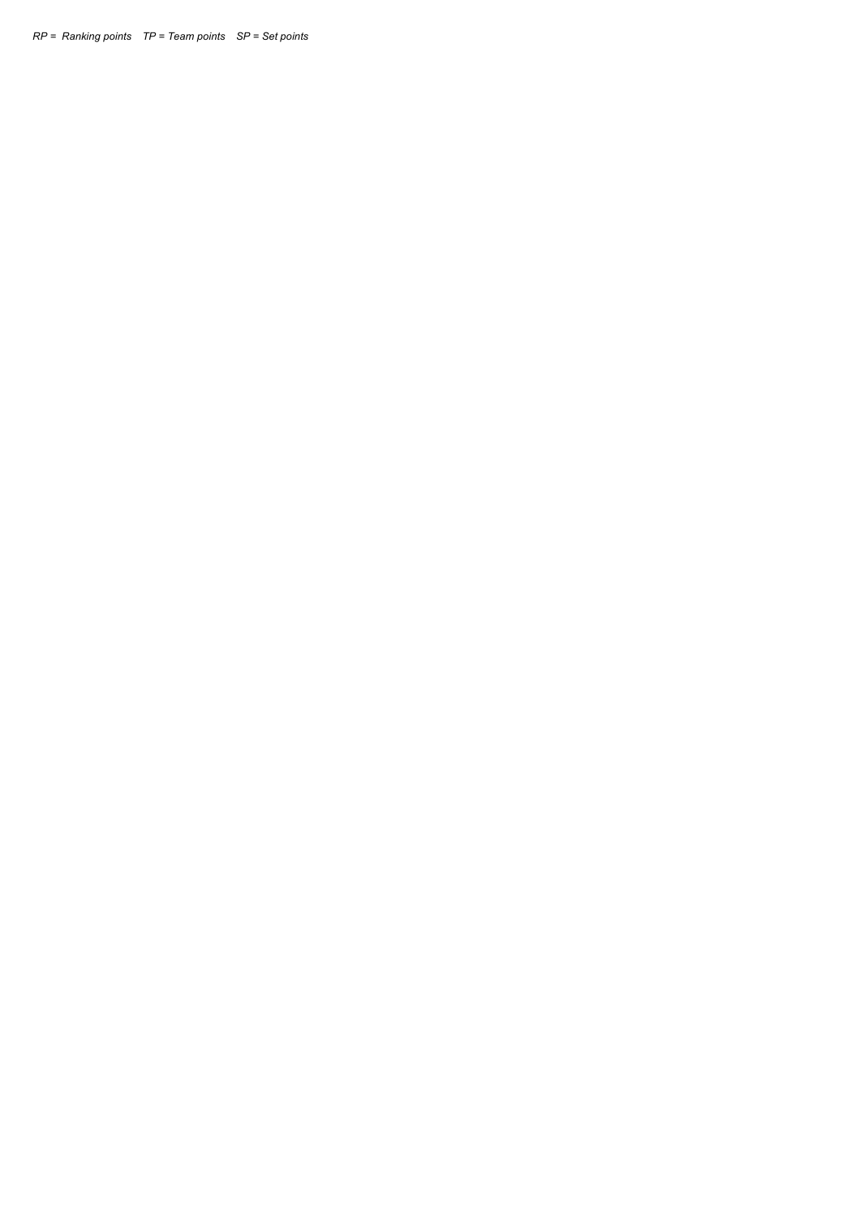*RP = Ranking points  TP = Team points  SP = Set points*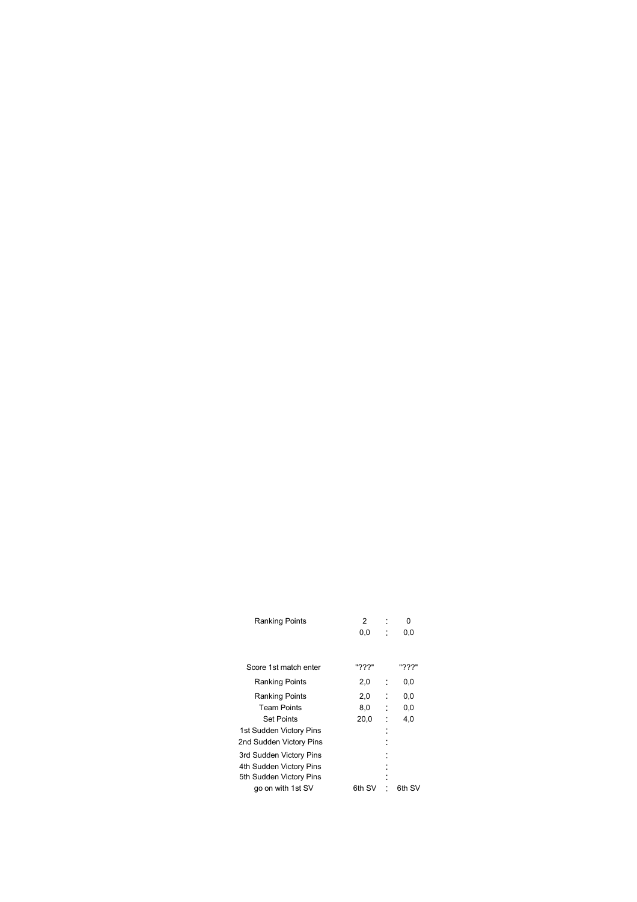| | | | |
|---|---|---|---|
| Ranking Points | 2 | : | 0 |
| | 0,0 | : | 0,0 |

| | | | |
|---|---|---|---|
| Score 1st match enter | "???" | | "???" |
| Ranking Points | 2,0 | : | 0,0 |
| Ranking Points | 2,0 | : | 0,0 |
| Team Points | 8,0 | : | 0,0 |
| Set Points | 20,0 | : | 4,0 |
| 1st Sudden Victory Pins | | : | |
| 2nd Sudden Victory Pins | | : | |
| 3rd Sudden Victory Pins | | : | |
| 4th Sudden Victory Pins | | : | |
| 5th Sudden Victory Pins | | : | |
| go on with 1st SV | 6th SV | : | 6th SV |